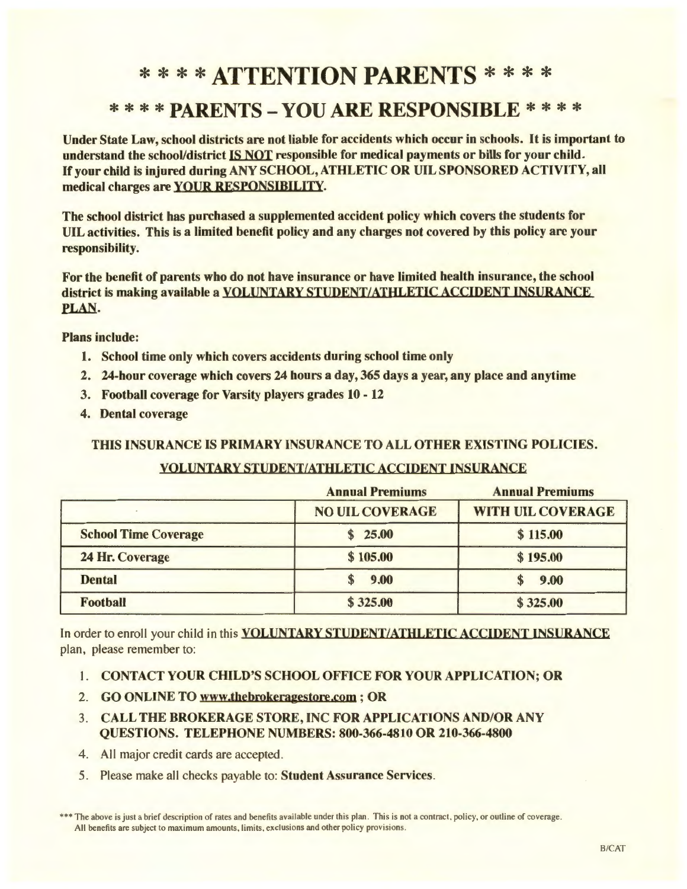# \* \* \* \* ATTENTION PARENTS \* \* \* \*

## \* \* \* \* PARENTS – YOU ARE RESPONSIBLE \* \* \* \*

**Under State Law, school districts are not liable for accidents which occur in schools. It is important to understand the school/district IS NOT responsible for medical payments or bills for your child. If your child is injured during ANY SCHOOL, ATHLETIC OR UIL SPONSORED ACTIVITY, all medical charges are YOUR RESPONSIBILITY.**

**The school district has purchased a supplemented accident policy which covers the students for UIL activities. This is a limited benefit policy and any charges not covered by this policy are your responsibility.**

**For the benefit of parents who do not have insurance or have limited health insurance, the school district is making available a VOLUNTARY STUDENT/ATHLETIC ACCIDENT INSURANCE PLAN.**

**Plans include:**

1. **School time only which covers accidents during school time only**
2. **24-hour coverage which covers 24 hours a day, 365 days a year, any place and anytime**
3. **Football coverage for Varsity players grades 10 - 12**
4. **Dental coverage**

**THIS INSURANCE IS PRIMARY INSURANCE TO ALL OTHER EXISTING POLICIES.**

**VOLUNTARY STUDENT/ATHLETIC ACCIDENT INSURANCE**

| | Annual Premiums | Annual Premiums |
|---|---|---|
| | **NO UIL COVERAGE** | **WITH UIL COVERAGE** |
| **School Time Coverage** | $ 25.00 | $ 115.00 |
| **24 Hr. Coverage** | $ 105.00 | $ 195.00 |
| **Dental** | $ 9.00 | $ 9.00 |
| **Football** | $ 325.00 | $ 325.00 |

In order to enroll your child in this **VOLUNTARY STUDENT/ATHLETIC ACCIDENT INSURANCE** plan, please remember to:

1. **CONTACT YOUR CHILD'S SCHOOL OFFICE FOR YOUR APPLICATION; OR**
2. **GO ONLINE TO www.thebrokeragestore.com ; OR**
3. **CALL THE BROKERAGE STORE, INC FOR APPLICATIONS AND/OR ANY QUESTIONS. TELEPHONE NUMBERS: 800-366-4810 OR 210-366-4800**
4. All major credit cards are accepted.
5. Please make all checks payable to: **Student Assurance Services**.

\*\*\* The above is just a brief description of rates and benefits available under this plan. This is not a contract, policy, or outline of coverage. All benefits are subject to maximum amounts, limits, exclusions and other policy provisions.

B/CAT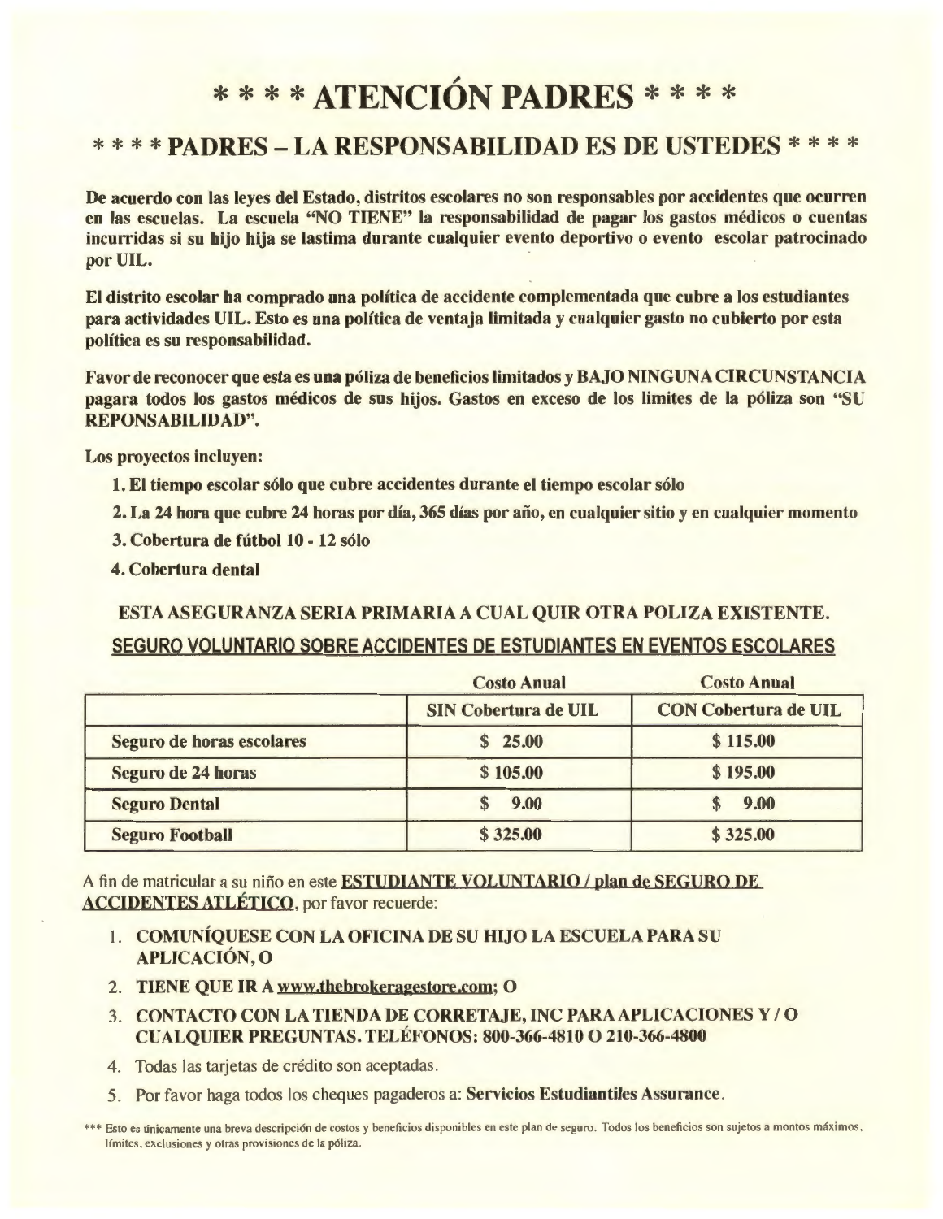# * * * * ATENCIÓN PADRES * * * *

## * * * * PADRES – LA RESPONSABILIDAD ES DE USTEDES * * * *

**De acuerdo con las leyes del Estado, distritos escolares no son responsables por accidentes que ocurren en las escuelas. La escuela "NO TIENE" la responsabilidad de pagar los gastos médicos o cuentas incurridas si su hijo hija se lastima durante cualquier evento deportivo o evento escolar patrocinado por UIL.**

**El distrito escolar ha comprado una política de accidente complementada que cubre a los estudiantes para actividades UIL. Esto es una política de ventaja limitada y cualquier gasto no cubierto por esta política es su responsabilidad.**

**Favor de reconocer que esta es una póliza de beneficios limitados y BAJO NINGUNA CIRCUNSTANCIA pagara todos los gastos médicos de sus hijos. Gastos en exceso de los limites de la póliza son "SU REPONSABILIDAD".**

**Los proyectos incluyen:**

1. **El tiempo escolar sólo que cubre accidentes durante el tiempo escolar sólo**
2. **La 24 hora que cubre 24 horas por día, 365 días por año, en cualquier sitio y en cualquier momento**
3. **Cobertura de fútbol 10 - 12 sólo**
4. **Cobertura dental**

**ESTA ASEGURANZA SERIA PRIMARIA A CUAL QUIR OTRA POLIZA EXISTENTE.**

**<u>SEGURO VOLUNTARIO SOBRE ACCIDENTES DE ESTUDIANTES EN EVENTOS ESCOLARES</u>**

| | Costo Anual SIN Cobertura de UIL | Costo Anual CON Cobertura de UIL |
|---|---|---|
| **Seguro de horas escolares** | **$ 25.00** | **$ 115.00** |
| **Seguro de 24 horas** | **$ 105.00** | **$ 195.00** |
| **Seguro Dental** | **$ 9.00** | **$ 9.00** |
| **Seguro Football** | **$ 325.00** | **$ 325.00** |

A fin de matricular a su niño en este **<u>ESTUDIANTE VOLUNTARIO / plan de SEGURO DE ACCIDENTES ATLÉTICO</u>**, por favor recuerde:

1. **COMUNÍQUESE CON LA OFICINA DE SU HIJO LA ESCUELA PARA SU APLICACIÓN, O**
2. **TIENE QUE IR A <u>www.thebrokeragestore.com</u>; O**
3. **CONTACTO CON LA TIENDA DE CORRETAJE, INC PARA APLICACIONES Y / O CUALQUIER PREGUNTAS. TELÉFONOS: 800-366-4810 O 210-366-4800**
4. Todas las tarjetas de crédito son aceptadas.
5. Por favor haga todos los cheques pagaderos a: **Servicios Estudiantiles Assurance**.

*** Esto es únicamente una breva descripción de costos y beneficios disponibles en este plan de seguro. Todos los beneficios son sujetos a montos máximos, límites, exclusiones y otras provisiones de la póliza.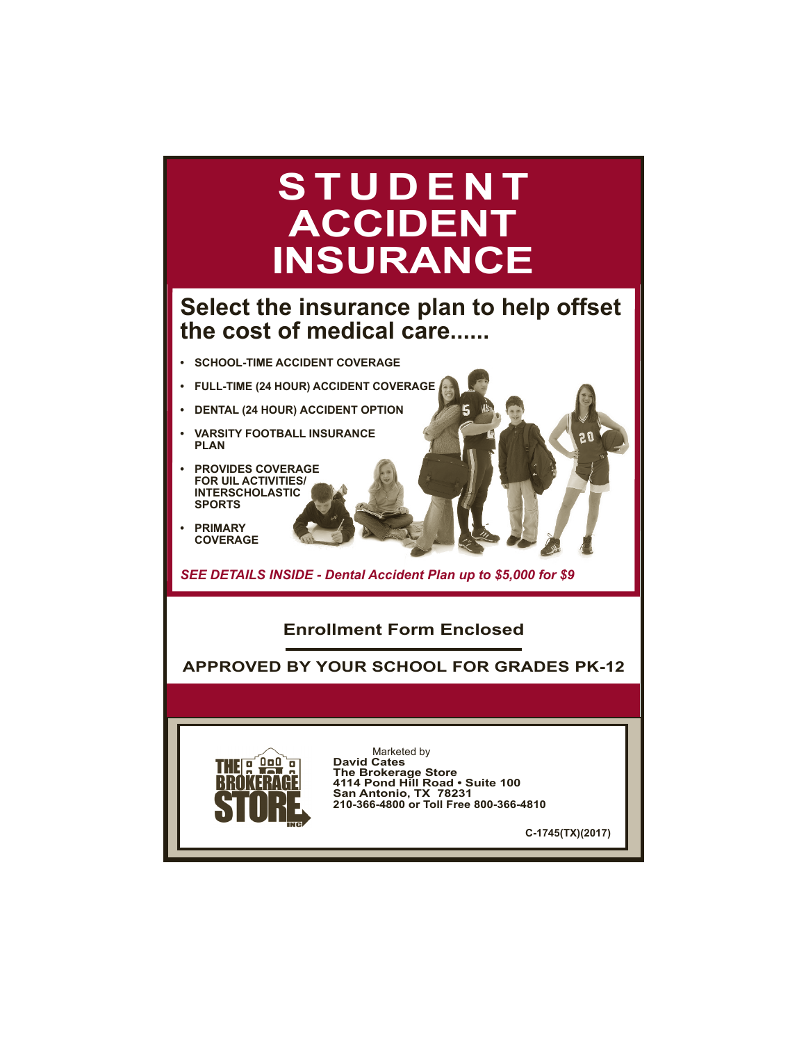# STUDENT ACCIDENT INSURANCE

## Select the insurance plan to help offset the cost of medical care......

- **SCHOOL-TIME ACCIDENT COVERAGE**
- **FULL-TIME (24 HOUR) ACCIDENT COVERAGE**
- **DENTAL (24 HOUR) ACCIDENT OPTION**
- **VARSITY FOOTBALL INSURANCE PLAN**
- **PROVIDES COVERAGE FOR UIL ACTIVITIES/ INTERSCHOLASTIC SPORTS**
- **PRIMARY COVERAGE**

***SEE DETAILS INSIDE - Dental Accident Plan up to $5,000 for $9***

### Enrollment Form Enclosed

### APPROVED BY YOUR SCHOOL FOR GRADES PK-12

THE BROKERAGE STORE INC

Marketed by
**David Cates**
**The Brokerage Store**
**4114 Pond Hill Road • Suite 100**
**San Antonio, TX 78231**
**210-366-4800 or Toll Free 800-366-4810**

**C-1745(TX)(2017)**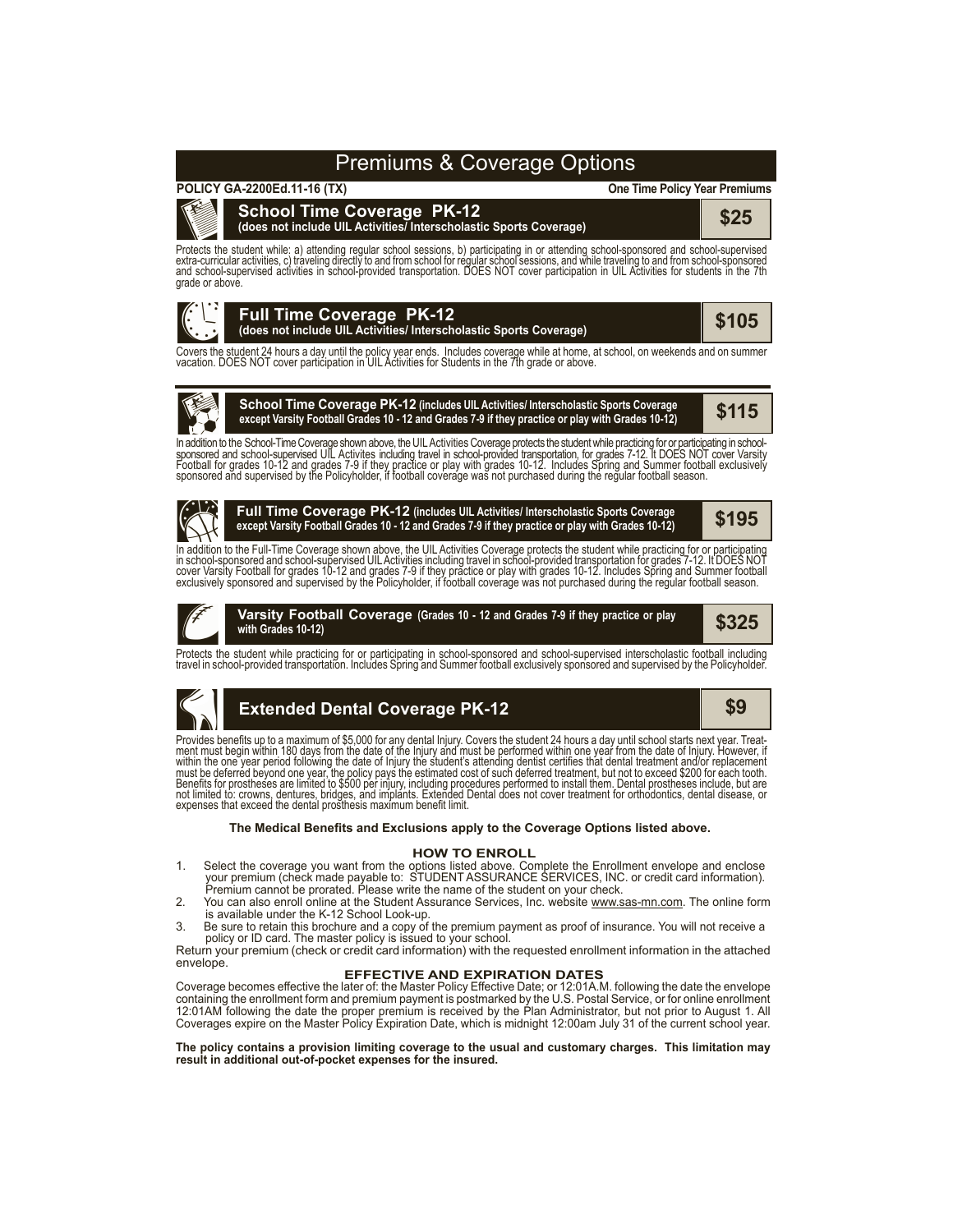# Premiums & Coverage Options

**POLICY GA-2200Ed.11-16 (TX)** **One Time Policy Year Premiums**

## School Time Coverage PK-12 — $25
**(does not include UIL Activities/ Interscholastic Sports Coverage)**

Protects the student while: a) attending regular school sessions, b) participating in or attending school-sponsored and school-supervised extra-curricular activities, c) traveling directly to and from school for regular school sessions, and while traveling to and from school-sponsored and school-supervised activities in school-provided transportation. DOES NOT cover participation in UIL Activities for students in the 7th grade or above.

## Full Time Coverage PK-12 — $105
**(does not include UIL Activities/ Interscholastic Sports Coverage)**

Covers the student 24 hours a day until the policy year ends. Includes coverage while at home, at school, on weekends and on summer vacation. DOES NOT cover participation in UIL Activities for Students in the 7th grade or above.

## School Time Coverage PK-12 — $115
**(includes UIL Activities/ Interscholastic Sports Coverage except Varsity Football Grades 10 - 12 and Grades 7-9 if they practice or play with Grades 10-12)**

In addition to the School-Time Coverage shown above, the UIL Activities Coverage protects the student while practicing for or participating in school-sponsored and school-supervised UIL Activites including travel in school-provided transportation, for grades 7-12. It DOES NOT cover Varsity Football for grades 10-12 and grades 7-9 if they practice or play with grades 10-12. Includes Spring and Summer football exclusively sponsored and supervised by the Policyholder, if football coverage was not purchased during the regular football season.

## Full Time Coverage PK-12 — $195
**(includes UIL Activities/ Interscholastic Sports Coverage except Varsity Football Grades 10 - 12 and Grades 7-9 if they practice or play with Grades 10-12)**

In addition to the Full-Time Coverage shown above, the UIL Activities Coverage protects the student while practicing for or participating in school-sponsored and school-supervised UIL Activities including travel in school-provided transportation for grades 7-12. It DOES NOT cover Varsity Football for grades 10-12 and grades 7-9 if they practice or play with grades 10-12. Includes Spring and Summer football exclusively sponsored and supervised by the Policyholder, if football coverage was not purchased during the regular football season.

## Varsity Football Coverage — $325
**(Grades 10 - 12 and Grades 7-9 if they practice or play with Grades 10-12)**

Protects the student while practicing for or participating in school-sponsored and school-supervised interscholastic football including travel in school-provided transportation. Includes Spring and Summer football exclusively sponsored and supervised by the Policyholder.

## Extended Dental Coverage PK-12 — $9

Provides benefits up to a maximum of $5,000 for any dental Injury. Covers the student 24 hours a day until school starts next year. Treatment must begin within 180 days from the date of the Injury and must be performed within one year from the date of Injury. However, if within the one year period following the date of Injury the student's attending dentist certifies that dental treatment and/or replacement must be deferred beyond one year, the policy pays the estimated cost of such deferred treatment, but not to exceed $200 for each tooth. Benefits for prostheses are limited to $500 per injury, including procedures performed to install them. Dental prostheses include, but are not limited to: crowns, dentures, bridges, and implants. Extended Dental does not cover treatment for orthodontics, dental disease, or expenses that exceed the dental prosthesis maximum benefit limit.

**The Medical Benefits and Exclusions apply to the Coverage Options listed above.**

### HOW TO ENROLL

1. Select the coverage you want from the options listed above. Complete the Enrollment envelope and enclose your premium (check made payable to: STUDENT ASSURANCE SERVICES, INC. or credit card information). Premium cannot be prorated. Please write the name of the student on your check.
2. You can also enroll online at the Student Assurance Services, Inc. website www.sas-mn.com. The online form is available under the K-12 School Look-up.
3. Be sure to retain this brochure and a copy of the premium payment as proof of insurance. You will not receive a policy or ID card. The master policy is issued to your school.

Return your premium (check or credit card information) with the requested enrollment information in the attached envelope.

### EFFECTIVE AND EXPIRATION DATES

Coverage becomes effective the later of: the Master Policy Effective Date; or 12:01A.M. following the date the envelope containing the enrollment form and premium payment is postmarked by the U.S. Postal Service, or for online enrollment 12:01AM following the date the proper premium is received by the Plan Administrator, but not prior to August 1. All Coverages expire on the Master Policy Expiration Date, which is midnight 12:00am July 31 of the current school year.

**The policy contains a provision limiting coverage to the usual and customary charges. This limitation may result in additional out-of-pocket expenses for the insured.**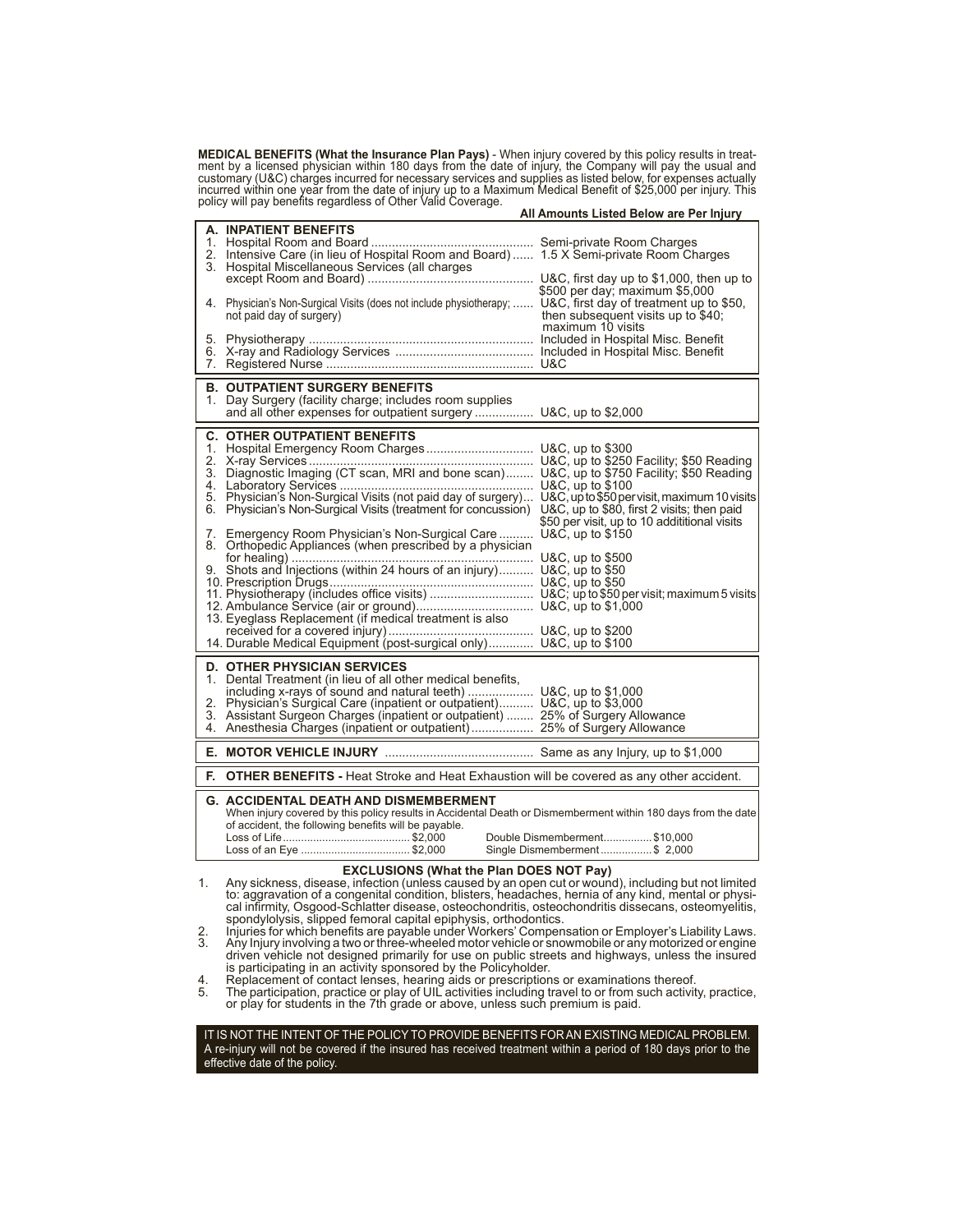**MEDICAL BENEFITS (What the Insurance Plan Pays)** - When injury covered by this policy results in treatment by a licensed physician within 180 days from the date of injury, the Company will pay the usual and customary (U&C) charges incurred for necessary services and supplies as listed below, for expenses actually incurred within one year from the date of injury up to a Maximum Medical Benefit of $25,000 per injury. This policy will pay benefits regardless of Other Valid Coverage.

**All Amounts Listed Below are Per Injury**

| Benefit | Amount |
|---|---|
| **A. INPATIENT BENEFITS** | |
| 1. Hospital Room and Board | Semi-private Room Charges |
| 2. Intensive Care (in lieu of Hospital Room and Board) | 1.5 X Semi-private Room Charges |
| 3. Hospital Miscellaneous Services (all charges except Room and Board) | U&C, first day up to $1,000, then up to $500 per day; maximum $5,000 |
| 4. Physician's Non-Surgical Visits (does not include physiotherapy; not paid day of surgery) | U&C, first day of treatment up to $50, then subsequent visits up to $40; maximum 10 visits |
| 5. Physiotherapy | Included in Hospital Misc. Benefit |
| 6. X-ray and Radiology Services | Included in Hospital Misc. Benefit |
| 7. Registered Nurse | U&C |
| **B. OUTPATIENT SURGERY BENEFITS** | |
| 1. Day Surgery (facility charge; includes room supplies and all other expenses for outpatient surgery | U&C, up to $2,000 |
| **C. OTHER OUTPATIENT BENEFITS** | |
| 1. Hospital Emergency Room Charges | U&C, up to $300 |
| 2. X-ray Services | U&C, up to $250 Facility; $50 Reading |
| 3. Diagnostic Imaging (CT scan, MRI and bone scan) | U&C, up to $750 Facility; $50 Reading |
| 4. Laboratory Services | U&C, up to $100 |
| 5. Physician's Non-Surgical Visits (not paid day of surgery) | U&C, up to $50 per visit, maximum 10 visits |
| 6. Physician's Non-Surgical Visits (treatment for concussion) | U&C, up to $80, first 2 visits; then paid $50 per visit, up to 10 addititional visits |
| 7. Emergency Room Physician's Non-Surgical Care | U&C, up to $150 |
| 8. Orthopedic Appliances (when prescribed by a physician for healing) | U&C, up to $500 |
| 9. Shots and Injections (within 24 hours of an injury) | U&C, up to $50 |
| 10. Prescription Drugs | U&C, up to $50 |
| 11. Physiotherapy (includes office visits) | U&C; up to $50 per visit; maximum 5 visits |
| 12. Ambulance Service (air or ground) | U&C, up to $1,000 |
| 13. Eyeglass Replacement (if medical treatment is also received for a covered injury) | U&C, up to $200 |
| 14. Durable Medical Equipment (post-surgical only) | U&C, up to $100 |
| **D. OTHER PHYSICIAN SERVICES** | |
| 1. Dental Treatment (in lieu of all other medical benefits, including x-rays of sound and natural teeth) | U&C, up to $1,000 |
| 2. Physician's Surgical Care (inpatient or outpatient) | U&C, up to $3,000 |
| 3. Assistant Surgeon Charges (inpatient or outpatient) | 25% of Surgery Allowance |
| 4. Anesthesia Charges (inpatient or outpatient) | 25% of Surgery Allowance |
| **E. MOTOR VEHICLE INJURY** | Same as any Injury, up to $1,000 |

**F. OTHER BENEFITS -** Heat Stroke and Heat Exhaustion will be covered as any other accident.

**G. ACCIDENTAL DEATH AND DISMEMBERMENT**

When injury covered by this policy results in Accidental Death or Dismemberment within 180 days from the date of accident, the following benefits will be payable.

| | | | |
|---|---|---|---|
| Loss of Life | $2,000 | Double Dismemberment | $10,000 |
| Loss of an Eye | $2,000 | Single Dismemberment | $ 2,000 |

**EXCLUSIONS (What the Plan DOES NOT Pay)**

1. Any sickness, disease, infection (unless caused by an open cut or wound), including but not limited to: aggravation of a congenital condition, blisters, headaches, hernia of any kind, mental or physical infirmity, Osgood-Schlatter disease, osteochondritis, osteochondritis dissecans, osteomyelitis, spondylolysis, slipped femoral capital epiphysis, orthodontics.
2. Injuries for which benefits are payable under Workers' Compensation or Employer's Liability Laws.
3. Any Injury involving a two or three-wheeled motor vehicle or snowmobile or any motorized or engine driven vehicle not designed primarily for use on public streets and highways, unless the insured is participating in an activity sponsored by the Policyholder.
4. Replacement of contact lenses, hearing aids or prescriptions or examinations thereof.
5. The participation, practice or play of UIL activities including travel to or from such activity, practice, or play for students in the 7th grade or above, unless such premium is paid.

IT IS NOT THE INTENT OF THE POLICY TO PROVIDE BENEFITS FOR AN EXISTING MEDICAL PROBLEM. A re-injury will not be covered if the insured has received treatment within a period of 180 days prior to the effective date of the policy.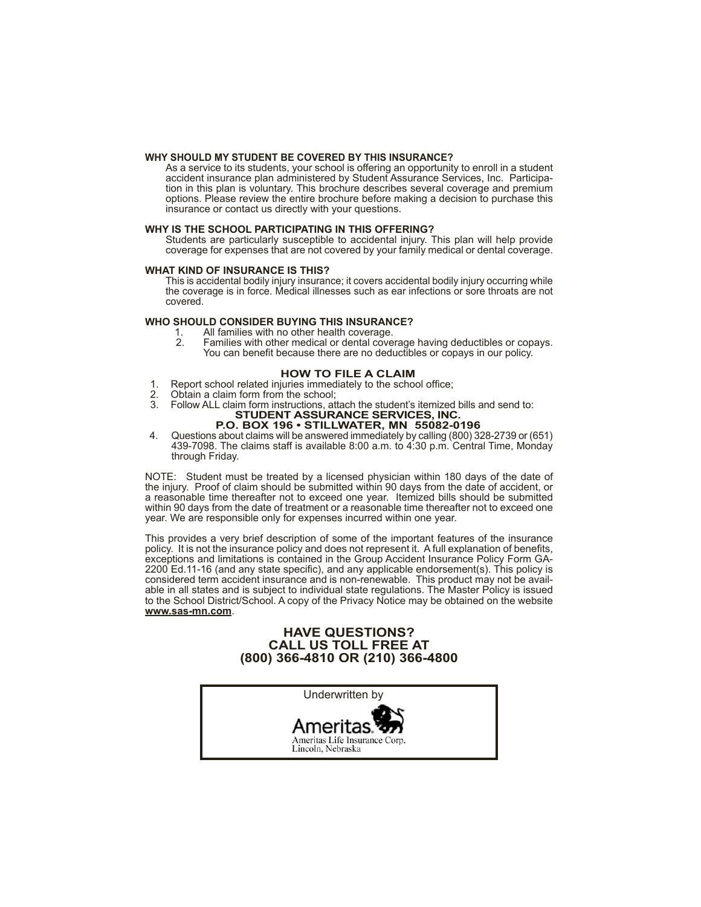**WHY SHOULD MY STUDENT BE COVERED BY THIS INSURANCE?**

As a service to its students, your school is offering an opportunity to enroll in a student accident insurance plan administered by Student Assurance Services, Inc. Participation in this plan is voluntary. This brochure describes several coverage and premium options. Please review the entire brochure before making a decision to purchase this insurance or contact us directly with your questions.

**WHY IS THE SCHOOL PARTICIPATING IN THIS OFFERING?**

Students are particularly susceptible to accidental injury. This plan will help provide coverage for expenses that are not covered by your family medical or dental coverage.

**WHAT KIND OF INSURANCE IS THIS?**

This is accidental bodily injury insurance; it covers accidental bodily injury occurring while the coverage is in force. Medical illnesses such as ear infections or sore throats are not covered.

**WHO SHOULD CONSIDER BUYING THIS INSURANCE?**

1. All families with no other health coverage.
2. Families with other medical or dental coverage having deductibles or copays. You can benefit because there are no deductibles or copays in our policy.

## HOW TO FILE A CLAIM

1. Report school related injuries immediately to the school office;
2. Obtain a claim form from the school;
3. Follow ALL claim form instructions, attach the student's itemized bills and send to:
   **STUDENT ASSURANCE SERVICES, INC.**
   **P.O. BOX 196 • STILLWATER, MN 55082-0196**
4. Questions about claims will be answered immediately by calling (800) 328-2739 or (651) 439-7098. The claims staff is available 8:00 a.m. to 4:30 p.m. Central Time, Monday through Friday.

NOTE: Student must be treated by a licensed physician within 180 days of the date of the injury. Proof of claim should be submitted within 90 days from the date of accident, or a reasonable time thereafter not to exceed one year. Itemized bills should be submitted within 90 days from the date of treatment or a reasonable time thereafter not to exceed one year. We are responsible only for expenses incurred within one year.

This provides a very brief description of some of the important features of the insurance policy. It is not the insurance policy and does not represent it. A full explanation of benefits, exceptions and limitations is contained in the Group Accident Insurance Policy Form GA-2200 Ed.11-16 (and any state specific), and any applicable endorsement(s). This policy is considered term accident insurance and is non-renewable. This product may not be available in all states and is subject to individual state regulations. The Master Policy is issued to the School District/School. A copy of the Privacy Notice may be obtained on the website **www.sas-mn.com**.

## HAVE QUESTIONS?
## CALL US TOLL FREE AT
## (800) 366-4810 OR (210) 366-4800

Underwritten by

Ameritas

Ameritas Life Insurance Corp.
Lincoln, Nebraska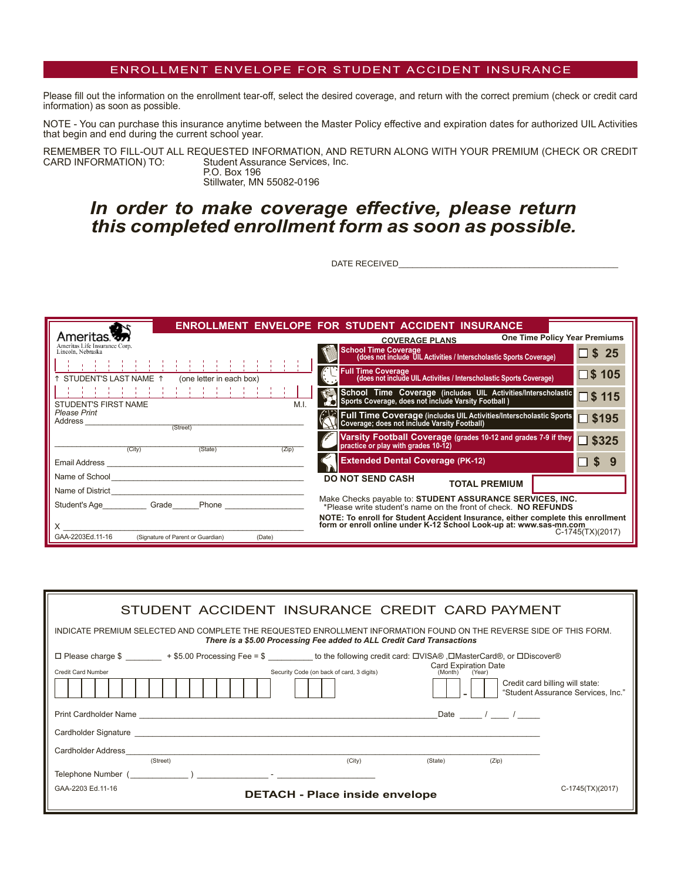# ENROLLMENT ENVELOPE FOR STUDENT ACCIDENT INSURANCE

Please fill out the information on the enrollment tear-off, select the desired coverage, and return with the correct premium (check or credit card information) as soon as possible.

NOTE - You can purchase this insurance anytime between the Master Policy effective and expiration dates for authorized UIL Activities that begin and end during the current school year.

REMEMBER TO FILL-OUT ALL REQUESTED INFORMATION, AND RETURN ALONG WITH YOUR PREMIUM (CHECK OR CREDIT CARD INFORMATION) TO:
Student Assurance Services, Inc.
P.O. Box 196
Stillwater, MN 55082-0196

***In order to make coverage effective, please return this completed enrollment form as soon as possible.***

DATE RECEIVED_______________________________

## ENROLLMENT ENVELOPE FOR STUDENT ACCIDENT INSURANCE

Ameritas
Ameritas Life Insurance Corp.
Lincoln, Nebraska

↑ STUDENT'S LAST NAME ↑ (one letter in each box)

STUDENT'S FIRST NAME M.I.

*Please Print*
Address ______________________________
(Street)

______________________________
(City) (State) (Zip)

Email Address ______________________________

Name of School ______________________________

Name of District ______________________________

Student's Age__________ Grade______Phone __________________

X ______________________________

GAA-2203Ed.11-16 (Signature of Parent or Guardian) (Date)

| COVERAGE PLANS | One Time Policy Year Premiums |
|---|---|
| **School Time Coverage** (does not include UIL Activities / Interscholastic Sports Coverage) | ☐ $ 25 |
| **Full Time Coverage** (does not include UIL Activities / Interscholastic Sports Coverage) | ☐ $ 105 |
| **School Time Coverage** (includes UIL Activities/Interscholastic Sports Coverage, does not include Varsity Football ) | ☐ $ 115 |
| **Full Time Coverage** (includes UIL Activities/Interscholastic Sports Coverage; does not include Varsity Football) | ☐ $195 |
| **Varsity Football Coverage** (grades 10-12 and grades 7-9 if they practice or play with grades 10-12) | ☐ $325 |
| **Extended Dental Coverage (PK-12)** | ☐ $ 9 |

**DO NOT SEND CASH** **TOTAL PREMIUM** __________

Make Checks payable to: **STUDENT ASSURANCE SERVICES, INC.**
*Please write student's name on the front of check. **NO REFUNDS**

**NOTE: To enroll for Student Accident Insurance, either complete this enrollment form or enroll online under K-12 School Look-up at: www.sas-mn.com**

C-1745(TX)(2017)

## STUDENT ACCIDENT INSURANCE CREDIT CARD PAYMENT

INDICATE PREMIUM SELECTED AND COMPLETE THE REQUESTED ENROLLMENT INFORMATION FOUND ON THE REVERSE SIDE OF THIS FORM.
***There is a $5.00 Processing Fee added to ALL Credit Card Transactions***

☐ Please charge $ ________ + $5.00 Processing Fee = $ __________ to the following credit card: ☐VISA® ,☐MasterCard®, or ☐Discover®

Credit Card Number

Security Code (on back of card, 3 digits)

Card Expiration Date (Month) - (Year)

Credit card billing will state: "Student Assurance Services, Inc."

Print Cardholder Name ______________________________ Date _____ / ____ / _____

Cardholder Signature ______________________________

Cardholder Address______________________________
(Street) (City) (State) (Zip)

Telephone Number (____________) ______________ - ____________________

GAA-2203 Ed.11-16

**DETACH - Place inside envelope**

C-1745(TX)(2017)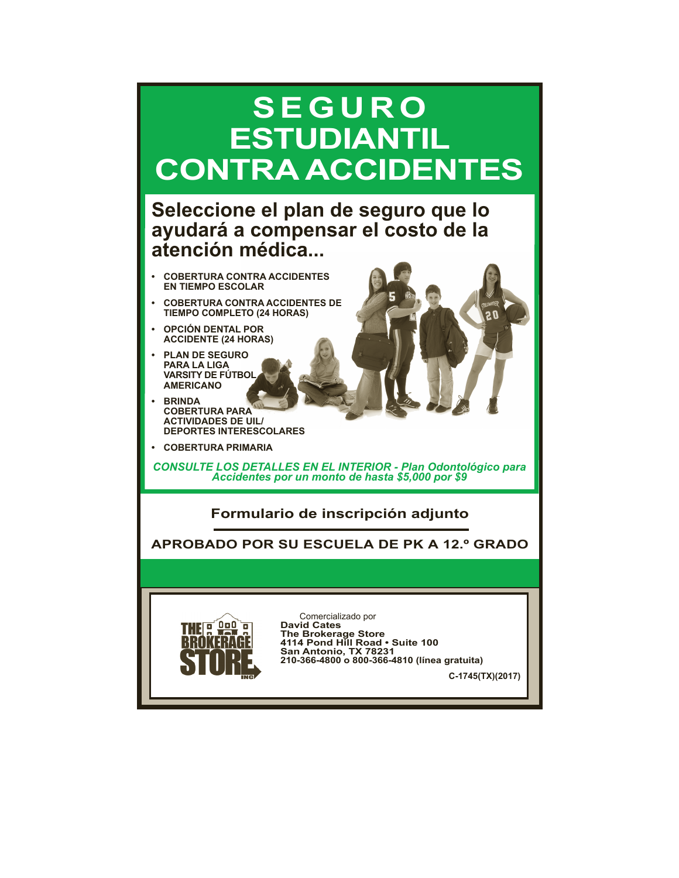# SEGURO ESTUDIANTIL CONTRA ACCIDENTES

## Seleccione el plan de seguro que lo ayudará a compensar el costo de la atención médica...

- **COBERTURA CONTRA ACCIDENTES EN TIEMPO ESCOLAR**
- **COBERTURA CONTRA ACCIDENTES DE TIEMPO COMPLETO (24 HORAS)**
- **OPCIÓN DENTAL POR ACCIDENTE (24 HORAS)**
- **PLAN DE SEGURO PARA LA LIGA VARSITY DE FÚTBOL AMERICANO**
- **BRINDA COBERTURA PARA ACTIVIDADES DE UIL/ DEPORTES INTERESCOLARES**
- **COBERTURA PRIMARIA**

***CONSULTE LOS DETALLES EN EL INTERIOR - Plan Odontológico para Accidentes por un monto de hasta $5,000 por $9***

**Formulario de inscripción adjunto**

**APROBADO POR SU ESCUELA DE PK A 12.º GRADO**

THE BROKERAGE STORE INC

Comercializado por
**David Cates**
**The Brokerage Store**
**4114 Pond Hill Road • Suite 100**
**San Antonio, TX 78231**
**210-366-4800 o 800-366-4810 (línea gratuita)**

**C-1745(TX)(2017)**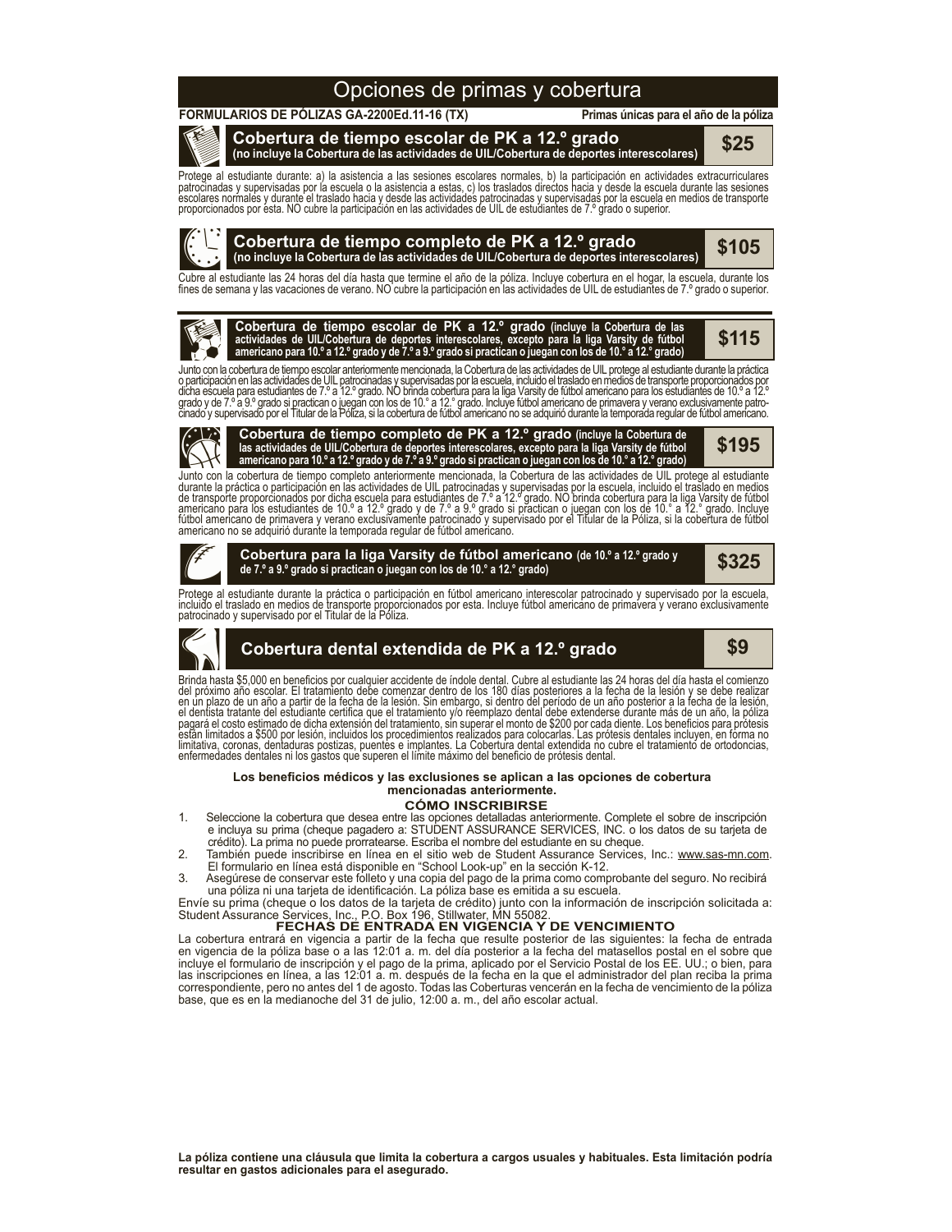# Opciones de primas y cobertura

**FORMULARIOS DE PÓLIZAS GA-2200Ed.11-16 (TX)** **Primas únicas para el año de la póliza**

## Cobertura de tiempo escolar de PK a 12.º grado — $25

**(no incluye la Cobertura de las actividades de UIL/Cobertura de deportes interescolares)**

Protege al estudiante durante: a) la asistencia a las sesiones escolares normales, b) la participación en actividades extracurriculares patrocinadas y supervisadas por la escuela o la asistencia a estas, c) los traslados directos hacia y desde la escuela durante las sesiones escolares normales y durante el traslado hacia y desde las actividades patrocinadas y supervisadas por la escuela en medios de transporte proporcionados por esta. NO cubre la participación en las actividades de UIL de estudiantes de 7.º grado o superior.

## Cobertura de tiempo completo de PK a 12.º grado — $105

**(no incluye la Cobertura de las actividades de UIL/Cobertura de deportes interescolares)**

Cubre al estudiante las 24 horas del día hasta que termine el año de la póliza. Incluye cobertura en el hogar, la escuela, durante los fines de semana y las vacaciones de verano. NO cubre la participación en las actividades de UIL de estudiantes de 7.º grado o superior.

## Cobertura de tiempo escolar de PK a 12.º grado — $115

**(incluye la Cobertura de las actividades de UIL/Cobertura de deportes interescolares, excepto para la liga Varsity de fútbol americano para 10.º a 12.º grado y de 7.º a 9.º grado si practican o juegan con los de 10.° a 12.° grado)**

Junto con la cobertura de tiempo escolar anteriormente mencionada, la Cobertura de las actividades de UIL protege al estudiante durante la práctica o participación en las actividades de UIL patrocinadas y supervisadas por la escuela, incluido el traslado en medios de transporte proporcionados por dicha escuela para estudiantes de 7.º a 12.º grado. NO brinda cobertura para la liga Varsity de fútbol americano para los estudiantes de 10.º a 12.º grado y de 7.º a 9.º grado si practican o juegan con los de 10.° a 12.° grado. Incluye fútbol americano de primavera y verano exclusivamente patrocinado y supervisado por el Titular de la Póliza, si la cobertura de fútbol americano no se adquirió durante la temporada regular de fútbol americano.

## Cobertura de tiempo completo de PK a 12.º grado — $195

**(incluye la Cobertura de las actividades de UIL/Cobertura de deportes interescolares, excepto para la liga Varsity de fútbol americano para 10.º a 12.º grado y de 7.º a 9.º grado si practican o juegan con los de 10.° a 12.° grado)**

Junto con la cobertura de tiempo completo anteriormente mencionada, la Cobertura de las actividades de UIL protege al estudiante durante la práctica o participación en las actividades de UIL patrocinadas y supervisadas por la escuela, incluido el traslado en medios de transporte proporcionados por dicha escuela para estudiantes de 7.º a 12.º grado. NO brinda cobertura para la liga Varsity de fútbol americano para los estudiantes de 10.º a 12.º grado y de 7.º a 9.º grado si practican o juegan con los de 10.° a 12.° grado. Incluye fútbol americano de primavera y verano exclusivamente patrocinado y supervisado por el Titular de la Póliza, si la cobertura de fútbol americano no se adquirió durante la temporada regular de fútbol americano.

## Cobertura para la liga Varsity de fútbol americano — $325

**(de 10.º a 12.º grado y de 7.º a 9.º grado si practican o juegan con los de 10.° a 12.° grado)**

Protege al estudiante durante la práctica o participación en fútbol americano interescolar patrocinado y supervisado por la escuela, incluido el traslado en medios de transporte proporcionados por esta. Incluye fútbol americano de primavera y verano exclusivamente patrocinado y supervisado por el Titular de la Póliza.

## Cobertura dental extendida de PK a 12.º grado — $9

Brinda hasta $5,000 en beneficios por cualquier accidente de índole dental. Cubre al estudiante las 24 horas del día hasta el comienzo del próximo año escolar. El tratamiento debe comenzar dentro de los 180 días posteriores a la fecha de la lesión y se debe realizar en un plazo de un año a partir de la fecha de la lesión. Sin embargo, si dentro del período de un año posterior a la fecha de la lesión, el dentista tratante del estudiante certifica que el tratamiento y/o reemplazo dental debe extenderse durante más de un año, la póliza pagará el costo estimado de dicha extensión del tratamiento, sin superar el monto de $200 por cada diente. Los beneficios para prótesis están limitados a $500 por lesión, incluidos los procedimientos realizados para colocarlas. Las prótesis dentales incluyen, en forma no limitativa, coronas, dentaduras postizas, puentes e implantes. La Cobertura dental extendida no cubre el tratamiento de ortodoncias, enfermedades dentales ni los gastos que superen el límite máximo del beneficio de prótesis dental.

**Los beneficios médicos y las exclusiones se aplican a las opciones de cobertura mencionadas anteriormente.**

### CÓMO INSCRIBIRSE

1. Seleccione la cobertura que desea entre las opciones detalladas anteriormente. Complete el sobre de inscripción e incluya su prima (cheque pagadero a: STUDENT ASSURANCE SERVICES, INC. o los datos de su tarjeta de crédito). La prima no puede prorratearse. Escriba el nombre del estudiante en su cheque.
2. También puede inscribirse en línea en el sitio web de Student Assurance Services, Inc.: www.sas-mn.com. El formulario en línea está disponible en "School Look-up" en la sección K-12.
3. Asegúrese de conservar este folleto y una copia del pago de la prima como comprobante del seguro. No recibirá una póliza ni una tarjeta de identificación. La póliza base es emitida a su escuela.

Envíe su prima (cheque o los datos de la tarjeta de crédito) junto con la información de inscripción solicitada a: Student Assurance Services, Inc., P.O. Box 196, Stillwater, MN 55082.

### FECHAS DE ENTRADA EN VIGENCIA Y DE VENCIMIENTO

La cobertura entrará en vigencia a partir de la fecha que resulte posterior de las siguientes: la fecha de entrada en vigencia de la póliza base o a las 12:01 a. m. del día posterior a la fecha del matasellos postal en el sobre que incluye el formulario de inscripción y el pago de la prima, aplicado por el Servicio Postal de los EE. UU.; o bien, para las inscripciones en línea, a las 12:01 a. m. después de la fecha en la que el administrador del plan reciba la prima correspondiente, pero no antes del 1 de agosto. Todas las Coberturas vencerán en la fecha de vencimiento de la póliza base, que es en la medianoche del 31 de julio, 12:00 a. m., del año escolar actual.

**La póliza contiene una cláusula que limita la cobertura a cargos usuales y habituales. Esta limitación podría resultar en gastos adicionales para el asegurado.**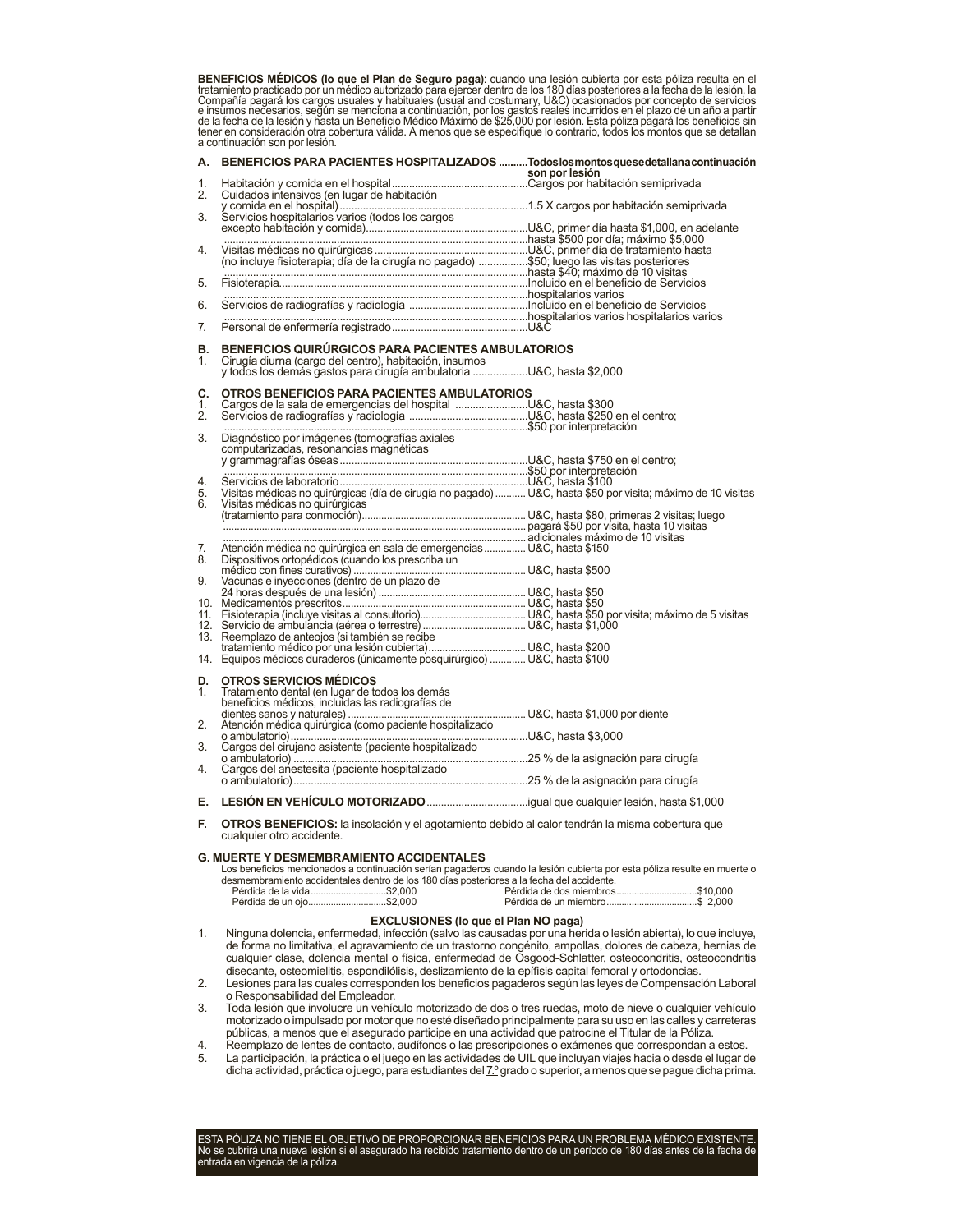**BENEFICIOS MÉDICOS (lo que el Plan de Seguro paga)**: cuando una lesión cubierta por esta póliza resulta en el tratamiento practicado por un médico autorizado para ejercer dentro de los 180 días posteriores a la fecha de la lesión, la Compañía pagará los cargos usuales y habituales (usual and costumary, U&C) ocasionados por concepto de servicios e insumos necesarios, según se menciona a continuación, por los gastos reales incurridos en el plazo de un año a partir de la fecha de la lesión y hasta un Beneficio Médico Máximo de $25,000 por lesión. Esta póliza pagará los beneficios sin tener en consideración otra cobertura válida. A menos que se especifique lo contrario, todos los montos que se detallan a continuación son por lesión.

**A. BENEFICIOS PARA PACIENTES HOSPITALIZADOS** .......... **Todos los montos que se detallan a continuación son por lesión**

1. Habitación y comida en el hospital .......... Cargos por habitación semiprivada
2. Cuidados intensivos (en lugar de habitación y comida en el hospital) .......... 1.5 X cargos por habitación semiprivada
3. Servicios hospitalarios varios (todos los cargos excepto habitación y comida) .......... U&C, primer día hasta $1,000, en adelante hasta $500 por día; máximo $5,000
4. Visitas médicas no quirúrgicas (no incluye fisioterapia; día de la cirugía no pagado) .......... U&C, primer día de tratamiento hasta $50; luego las visitas posteriores hasta $40; máximo de 10 visitas
5. Fisioterapia .......... Incluido en el beneficio de Servicios hospitalarios varios
6. Servicios de radiografías y radiología .......... Incluido en el beneficio de Servicios hospitalarios varios hospitalarios varios
7. Personal de enfermería registrado .......... U&C

**B. BENEFICIOS QUIRÚRGICOS PARA PACIENTES AMBULATORIOS**

1. Cirugía diurna (cargo del centro), habitación, insumos y todos los demás gastos para cirugía ambulatoria .......... U&C, hasta $2,000

**C. OTROS BENEFICIOS PARA PACIENTES AMBULATORIOS**

1. Cargos de la sala de emergencias del hospital .......... U&C, hasta $300
2. Servicios de radiografías y radiología .......... U&C, hasta $250 en el centro; $50 por interpretación
3. Diagnóstico por imágenes (tomografías axiales computarizadas, resonancias magnéticas y grammagrafías óseas .......... U&C, hasta $750 en el centro; $50 por interpretación
4. Servicios de laboratorio .......... U&C, hasta $100
5. Visitas médicas no quirúrgicas (día de cirugía no pagado) .......... U&C, hasta $50 por visita; máximo de 10 visitas
6. Visitas médicas no quirúrgicas (tratamiento para conmoción) .......... U&C, hasta $80, primeras 2 visitas; luego pagará $50 por visita, hasta 10 visitas adicionales máximo de 10 visitas
7. Atención médica no quirúrgica en sala de emergencias .......... U&C, hasta $150
8. Dispositivos ortopédicos (cuando los prescriba un médico con fines curativos) .......... U&C, hasta $500
9. Vacunas e inyecciones (dentro de un plazo de 24 horas después de una lesión) .......... U&C, hasta $50
10. Medicamentos prescritos .......... U&C, hasta $50
11. Fisioterapia (incluye visitas al consultorio) .......... U&C, hasta $50 por visita; máximo de 5 visitas
12. Servicio de ambulancia (aérea o terrestre) .......... U&C, hasta $1,000
13. Reemplazo de anteojos (si también se recibe tratamiento médico por una lesión cubierta) .......... U&C, hasta $200
14. Equipos médicos duraderos (únicamente posquirúrgico) .......... U&C, hasta $100

**D. OTROS SERVICIOS MÉDICOS**

1. Tratamiento dental (en lugar de todos los demás beneficios médicos, incluidas las radiografías de dientes sanos y naturales) .......... U&C, hasta $1,000 por diente
2. Atención médica quirúrgica (como paciente hospitalizado o ambulatorio) .......... U&C, hasta $3,000
3. Cargos del cirujano asistente (paciente hospitalizado o ambulatorio) .......... 25 % de la asignación para cirugía
4. Cargos del anestesita (paciente hospitalizado o ambulatorio) .......... 25 % de la asignación para cirugía

**E. LESIÓN EN VEHÍCULO MOTORIZADO** .......... igual que cualquier lesión, hasta $1,000

**F. OTROS BENEFICIOS:** la insolación y el agotamiento debido al calor tendrán la misma cobertura que cualquier otro accidente.

**G. MUERTE Y DESMEMBRAMIENTO ACCIDENTALES**

Los beneficios mencionados a continuación serían pagaderos cuando la lesión cubierta por esta póliza resulte en muerte o desmembramiento accidentales dentro de los 180 días posteriores a la fecha del accidente.

| | | | |
|---|---|---|---|
| Pérdida de la vida | $2,000 | Pérdida de dos miembros | $10,000 |
| Pérdida de un ojo | $2,000 | Pérdida de un miembro | $ 2,000 |

**EXCLUSIONES (lo que el Plan NO paga)**

1. Ninguna dolencia, enfermedad, infección (salvo las causadas por una herida o lesión abierta), lo que incluye, de forma no limitativa, el agravamiento de un trastorno congénito, ampollas, dolores de cabeza, hernias de cualquier clase, dolencia mental o física, enfermedad de Osgood-Schlatter, osteocondritis, osteocondritis disecante, osteomielitis, espondilólisis, deslizamiento de la epífisis capital femoral y ortodoncias.
2. Lesiones para las cuales corresponden los beneficios pagaderos según las leyes de Compensación Laboral o Responsabilidad del Empleador.
3. Toda lesión que involucre un vehículo motorizado de dos o tres ruedas, moto de nieve o cualquier vehículo motorizado o impulsado por motor que no esté diseñado principalmente para su uso en las calles y carreteras públicas, a menos que el asegurado participe en una actividad que patrocine el Titular de la Póliza.
4. Reemplazo de lentes de contacto, audífonos o las prescripciones o exámenes que correspondan a estos.
5. La participación, la práctica o el juego en las actividades de UIL que incluyan viajes hacia o desde el lugar de dicha actividad, práctica o juego, para estudiantes del 7.º grado o superior, a menos que se pague dicha prima.

ESTA PÓLIZA NO TIENE EL OBJETIVO DE PROPORCIONAR BENEFICIOS PARA UN PROBLEMA MÉDICO EXISTENTE. No se cubrirá una nueva lesión si el asegurado ha recibido tratamiento dentro de un período de 180 días antes de la fecha de entrada en vigencia de la póliza.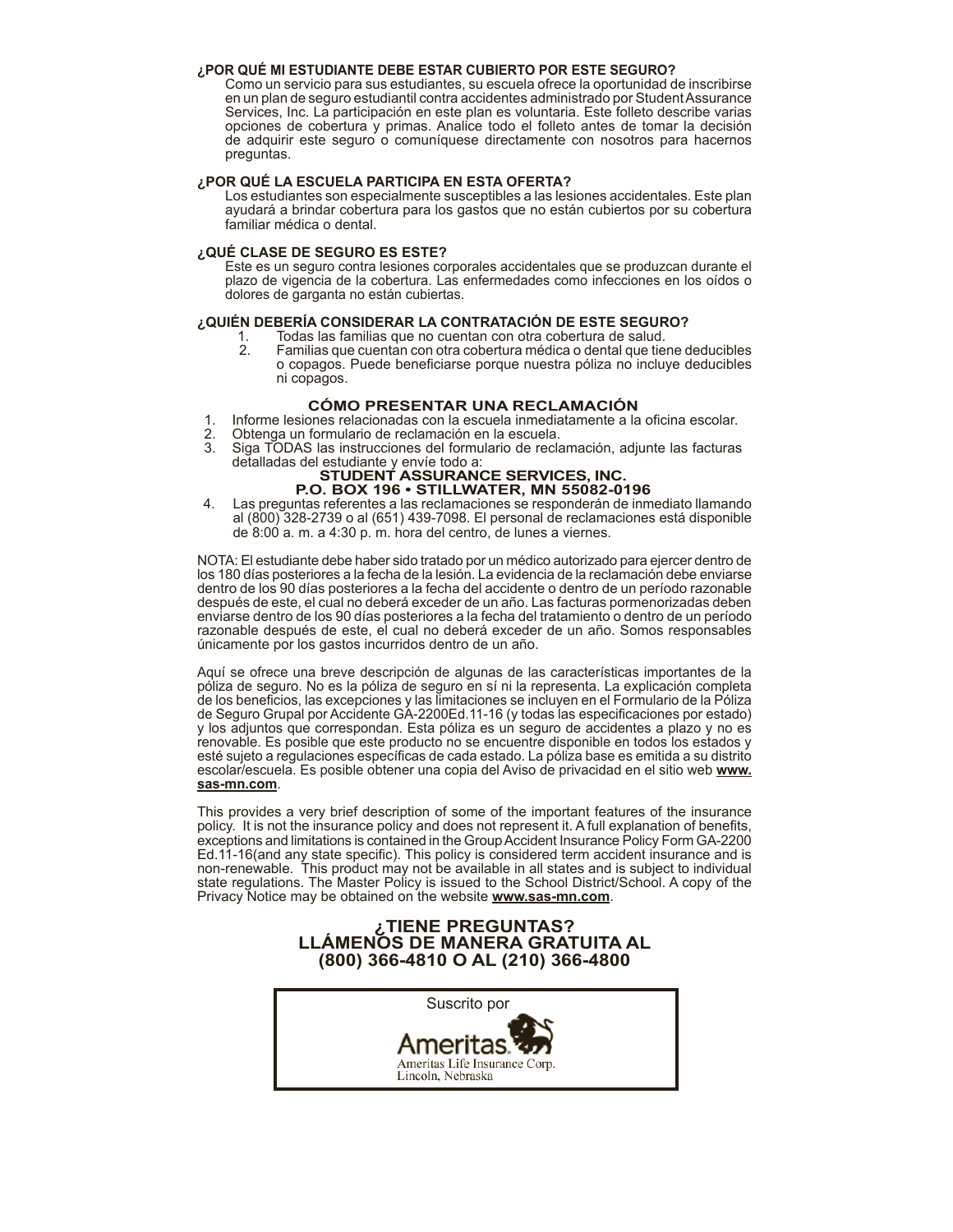### ¿POR QUÉ MI ESTUDIANTE DEBE ESTAR CUBIERTO POR ESTE SEGURO?

Como un servicio para sus estudiantes, su escuela ofrece la oportunidad de inscribirse en un plan de seguro estudiantil contra accidentes administrado por Student Assurance Services, Inc. La participación en este plan es voluntaria. Este folleto describe varias opciones de cobertura y primas. Analice todo el folleto antes de tomar la decisión de adquirir este seguro o comuníquese directamente con nosotros para hacernos preguntas.

### ¿POR QUÉ LA ESCUELA PARTICIPA EN ESTA OFERTA?

Los estudiantes son especialmente susceptibles a las lesiones accidentales. Este plan ayudará a brindar cobertura para los gastos que no están cubiertos por su cobertura familiar médica o dental.

### ¿QUÉ CLASE DE SEGURO ES ESTE?

Este es un seguro contra lesiones corporales accidentales que se produzcan durante el plazo de vigencia de la cobertura. Las enfermedades como infecciones en los oídos o dolores de garganta no están cubiertas.

### ¿QUIÉN DEBERÍA CONSIDERAR LA CONTRATACIÓN DE ESTE SEGURO?

1. Todas las familias que no cuentan con otra cobertura de salud.
2. Familias que cuentan con otra cobertura médica o dental que tiene deducibles o copagos. Puede beneficiarse porque nuestra póliza no incluye deducibles ni copagos.

### CÓMO PRESENTAR UNA RECLAMACIÓN

1. Informe lesiones relacionadas con la escuela inmediatamente a la oficina escolar.
2. Obtenga un formulario de reclamación en la escuela.
3. Siga TODAS las instrucciones del formulario de reclamación, adjunte las facturas detalladas del estudiante y envíe todo a:
   **STUDENT ASSURANCE SERVICES, INC.**
   **P.O. BOX 196 • STILLWATER, MN 55082-0196**
4. Las preguntas referentes a las reclamaciones se responderán de inmediato llamando al (800) 328-2739 o al (651) 439-7098. El personal de reclamaciones está disponible de 8:00 a. m. a 4:30 p. m. hora del centro, de lunes a viernes.

NOTA: El estudiante debe haber sido tratado por un médico autorizado para ejercer dentro de los 180 días posteriores a la fecha de la lesión. La evidencia de la reclamación debe enviarse dentro de los 90 días posteriores a la fecha del accidente o dentro de un período razonable después de este, el cual no deberá exceder de un año. Las facturas pormenorizadas deben enviarse dentro de los 90 días posteriores a la fecha del tratamiento o dentro de un período razonable después de este, el cual no deberá exceder de un año. Somos responsables únicamente por los gastos incurridos dentro de un año.

Aquí se ofrece una breve descripción de algunas de las características importantes de la póliza de seguro. No es la póliza de seguro en sí ni la representa. La explicación completa de los beneficios, las excepciones y las limitaciones se incluyen en el Formulario de la Póliza de Seguro Grupal por Accidente GA-2200Ed.11-16 (y todas las especificaciones por estado) y los adjuntos que correspondan. Esta póliza es un seguro de accidentes a plazo y no es renovable. Es posible que este producto no se encuentre disponible en todos los estados y esté sujeto a regulaciones específicas de cada estado. La póliza base es emitida a su distrito escolar/escuela. Es posible obtener una copia del Aviso de privacidad en el sitio web **www.sas-mn.com**.

This provides a very brief description of some of the important features of the insurance policy. It is not the insurance policy and does not represent it. A full explanation of benefits, exceptions and limitations is contained in the Group Accident Insurance Policy Form GA-2200 Ed.11-16(and any state specific). This policy is considered term accident insurance and is non-renewable. This product may not be available in all states and is subject to individual state regulations. The Master Policy is issued to the School District/School. A copy of the Privacy Notice may be obtained on the website **www.sas-mn.com**.

## ¿TIENE PREGUNTAS?
## LLÁMENOS DE MANERA GRATUITA AL (800) 366-4810 O AL (210) 366-4800

Suscrito por

Ameritas

Ameritas Life Insurance Corp.
Lincoln, Nebraska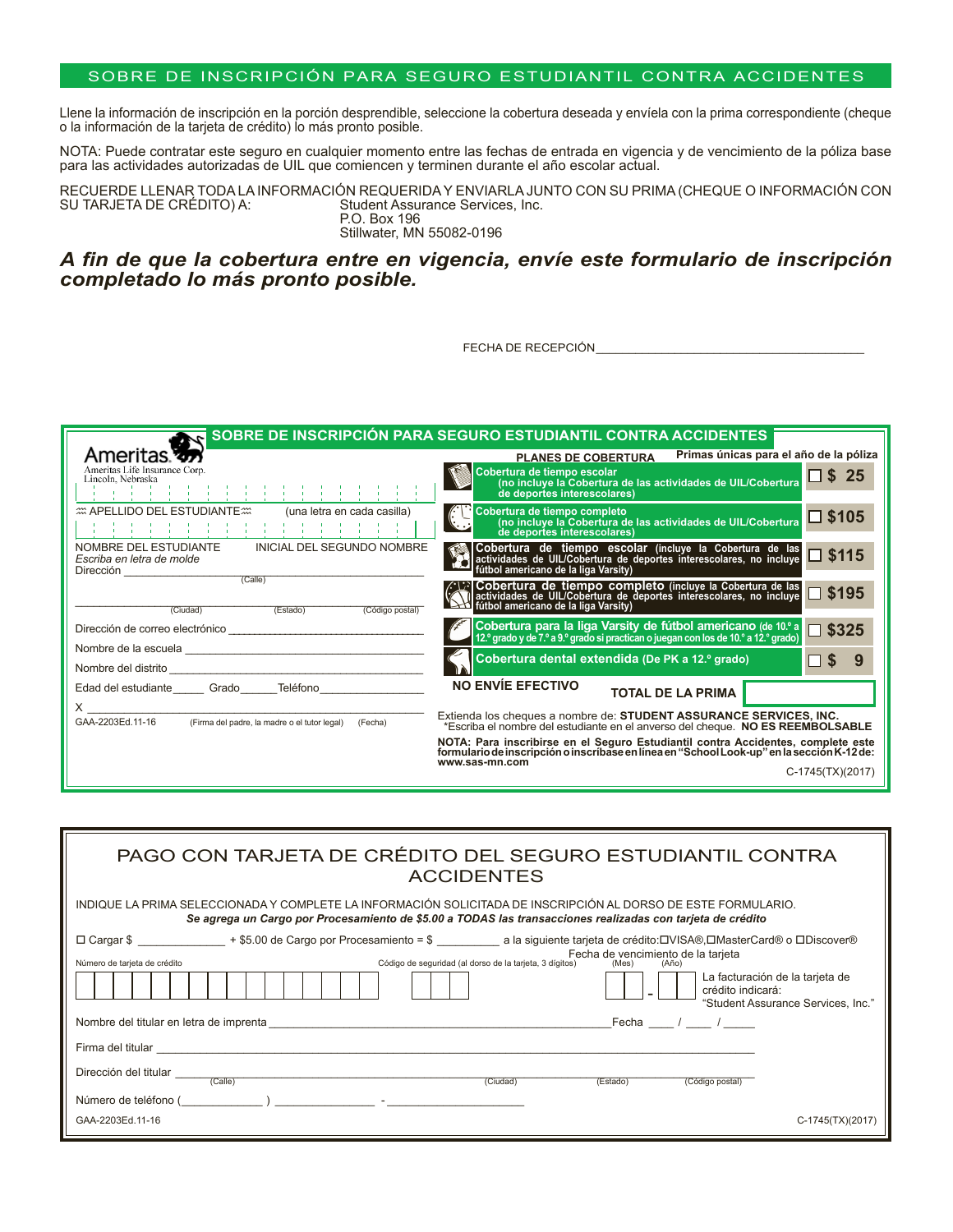## SOBRE DE INSCRIPCIÓN PARA SEGURO ESTUDIANTIL CONTRA ACCIDENTES

Llene la información de inscripción en la porción desprendible, seleccione la cobertura deseada y envíela con la prima correspondiente (cheque o la información de la tarjeta de crédito) lo más pronto posible.

NOTA: Puede contratar este seguro en cualquier momento entre las fechas de entrada en vigencia y de vencimiento de la póliza base para las actividades autorizadas de UIL que comiencen y terminen durante el año escolar actual.

RECUERDE LLENAR TODA LA INFORMACIÓN REQUERIDA Y ENVIARLA JUNTO CON SU PRIMA (CHEQUE O INFORMACIÓN CON SU TARJETA DE CRÉDITO) A:

Student Assurance Services, Inc.
P.O. Box 196
Stillwater, MN 55082-0196

***A fin de que la cobertura entre en vigencia, envíe este formulario de inscripción completado lo más pronto posible.***

FECHA DE RECEPCIÓN_______________________________________

## SOBRE DE INSCRIPCIÓN PARA SEGURO ESTUDIANTIL CONTRA ACCIDENTES

Ameritas
Ameritas Life Insurance Corp.
Lincoln, Nebraska

APELLIDO DEL ESTUDIANTE (una letra en cada casilla)

NOMBRE DEL ESTUDIANTE INICIAL DEL SEGUNDO NOMBRE
*Escriba en letra de molde*

Dirección ____________________________________________
(Calle)

____________________________________________
(Ciudad) (Estado) (Código postal)

Dirección de correo electrónico ________________________________

Nombre de la escuela ________________________________________

Nombre del distrito _________________________________________

Edad del estudiante_____ Grado______Teléfono________________

X _____________________________________________________
(Firma del padre, la madre o el tutor legal) (Fecha)

GAA-2203Ed.11-16

| PLANES DE COBERTURA | Primas únicas para el año de la póliza |
|---|---|
| **Cobertura de tiempo escolar** (no incluye la Cobertura de las actividades de UIL/Cobertura de deportes interescolares) | ☐ $ 25 |
| **Cobertura de tiempo completo** (no incluye la Cobertura de las actividades de UIL/Cobertura de deportes interescolares) | ☐ $105 |
| **Cobertura de tiempo escolar** (incluye la Cobertura de las actividades de UIL/Cobertura de deportes interescolares, no incluye fútbol americano de la liga Varsity) | ☐ $115 |
| **Cobertura de tiempo completo** (incluye la Cobertura de las actividades de UIL/Cobertura de deportes interescolares, no incluye fútbol americano de la liga Varsity) | ☐ $195 |
| **Cobertura para la liga Varsity de fútbol americano** (de 10.º a 12.º grado y de 7.º a 9.º grado si practican o juegan con los de 10.º a 12.º grado) | ☐ $325 |
| **Cobertura dental extendida** (De PK a 12.º grado) | ☐ $ 9 |
| **NO ENVÍE EFECTIVO** — **TOTAL DE LA PRIMA** | |

Extienda los cheques a nombre de: **STUDENT ASSURANCE SERVICES, INC.**
*Escriba el nombre del estudiante en el anverso del cheque. **NO ES REEMBOLSABLE**

**NOTA: Para inscribirse en el Seguro Estudiantil contra Accidentes, complete este formulario de inscripción o inscríbase en línea en "School Look-up" en la sección K-12 de: www.sas-mn.com**

C-1745(TX)(2017)

## PAGO CON TARJETA DE CRÉDITO DEL SEGURO ESTUDIANTIL CONTRA ACCIDENTES

INDIQUE LA PRIMA SELECCIONADA Y COMPLETE LA INFORMACIÓN SOLICITADA DE INSCRIPCIÓN AL DORSO DE ESTE FORMULARIO.
***Se agrega un Cargo por Procesamiento de $5.00 a TODAS las transacciones realizadas con tarjeta de crédito***

☐ Cargar $ ____________ + $5.00 de Cargo por Procesamiento = $ _________ a la siguiente tarjeta de crédito: ☐VISA®, ☐MasterCard® o ☐Discover®

Número de tarjeta de crédito | Código de seguridad (al dorso de la tarjeta, 3 dígitos) | Fecha de vencimiento de la tarjeta (Mes) - (Año)

La facturación de la tarjeta de crédito indicará: "Student Assurance Services, Inc."

Nombre del titular en letra de imprenta __________________________________Fecha ____ / ____ / _____

Firma del titular ______________________________________________________________

Dirección del titular ____________________________________________________________
(Calle) (Ciudad) (Estado) (Código postal)

Número de teléfono (__________) ____________ - ________________

GAA-2203Ed.11-16

C-1745(TX)(2017)